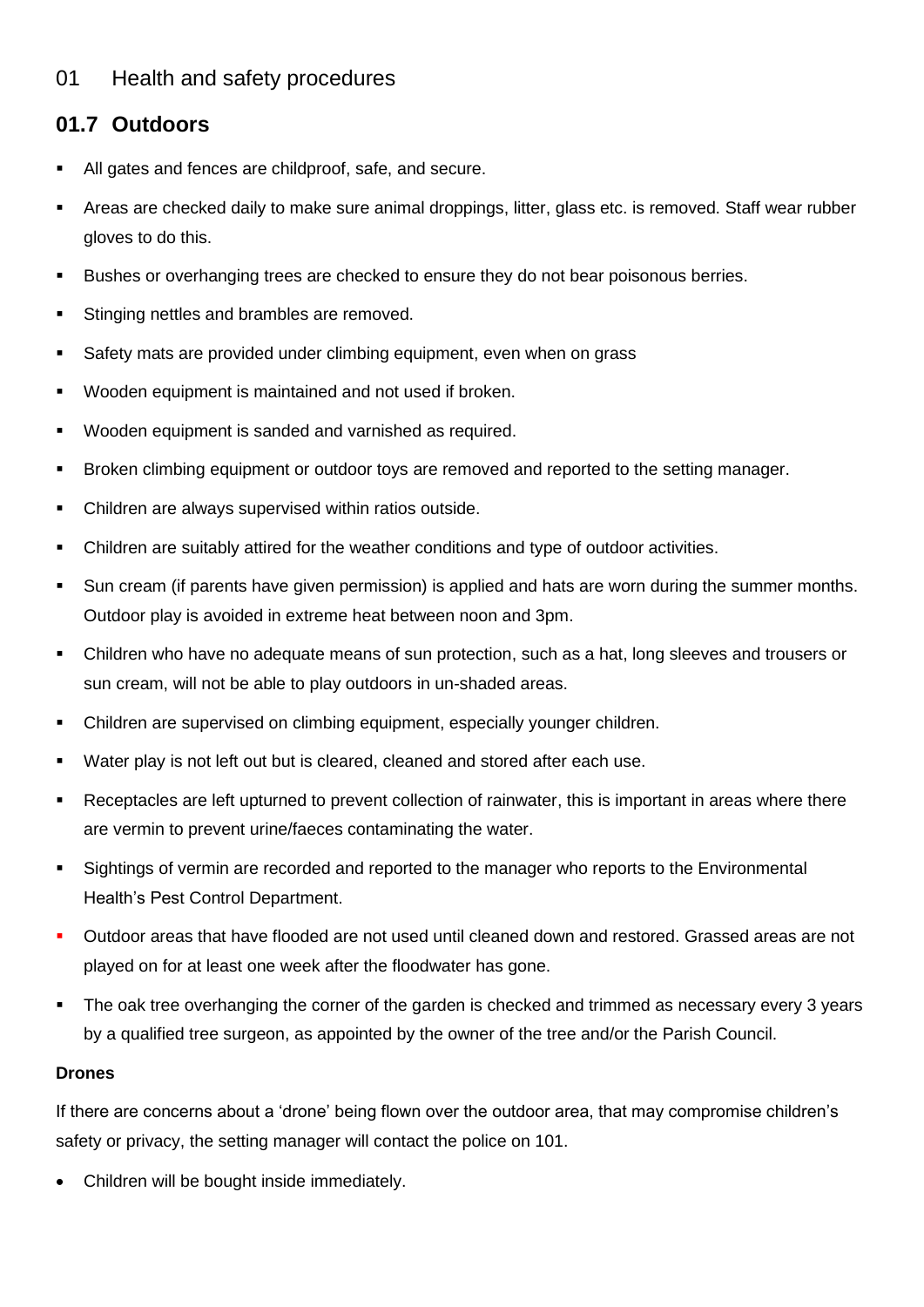## 01 Health and safety procedures

## 01.7 Outdoors

- All gates and fences are childproof, safe, and secure.
- Areas are checked daily to make sure animal droppings, litter, glass etc. is removed. Staff wear rubber gloves to do this.
- Bushes or overhanging trees are checked to ensure they do not bear poisonous berries.
- Stinging nettles and brambles are removed.
- Safety mats are provided under climbing equipment, even when on grass
- Wooden equipment is maintained and not used if broken.
- Wooden equipment is sanded and varnished as required.
- Broken climbing equipment or outdoor toys are removed and reported to the setting manager.
- Children are always supervised within ratios outside.
- Children are suitably attired for the weather conditions and type of outdoor activities.
- Sun cream (if parents have given permission) is applied and hats are worn during the summer months. Outdoor play is avoided in extreme heat between noon and 3pm.
- Children who have no adequate means of sun protection, such as a hat, long sleeves and trousers or sun cream, will not be able to play outdoors in un-shaded areas.
- Children are supervised on climbing equipment, especially younger children.
- Water play is not left out but is cleared, cleaned and stored after each use.
- Receptacles are left upturned to prevent collection of rainwater, this is important in areas where there are vermin to prevent urine/faeces contaminating the water.
- Sightings of vermin are recorded and reported to the manager who reports to the Environmental Health's Pest Control Department.
- Outdoor areas that have flooded are not used until cleaned down and restored. Grassed areas are not played on for at least one week after the floodwater has gone.
- The oak tree overhanging the corner of the garden is checked and trimmed as necessary every 3 years by a qualified tree surgeon, as appointed by the owner of the tree and/or the Parish Council.

**Drones**

If there are concerns about a 'drone' being flown over the outdoor area, that may compromise children's safety or privacy, the setting manager will contact the police on 101.

- Children will be bought inside immediately.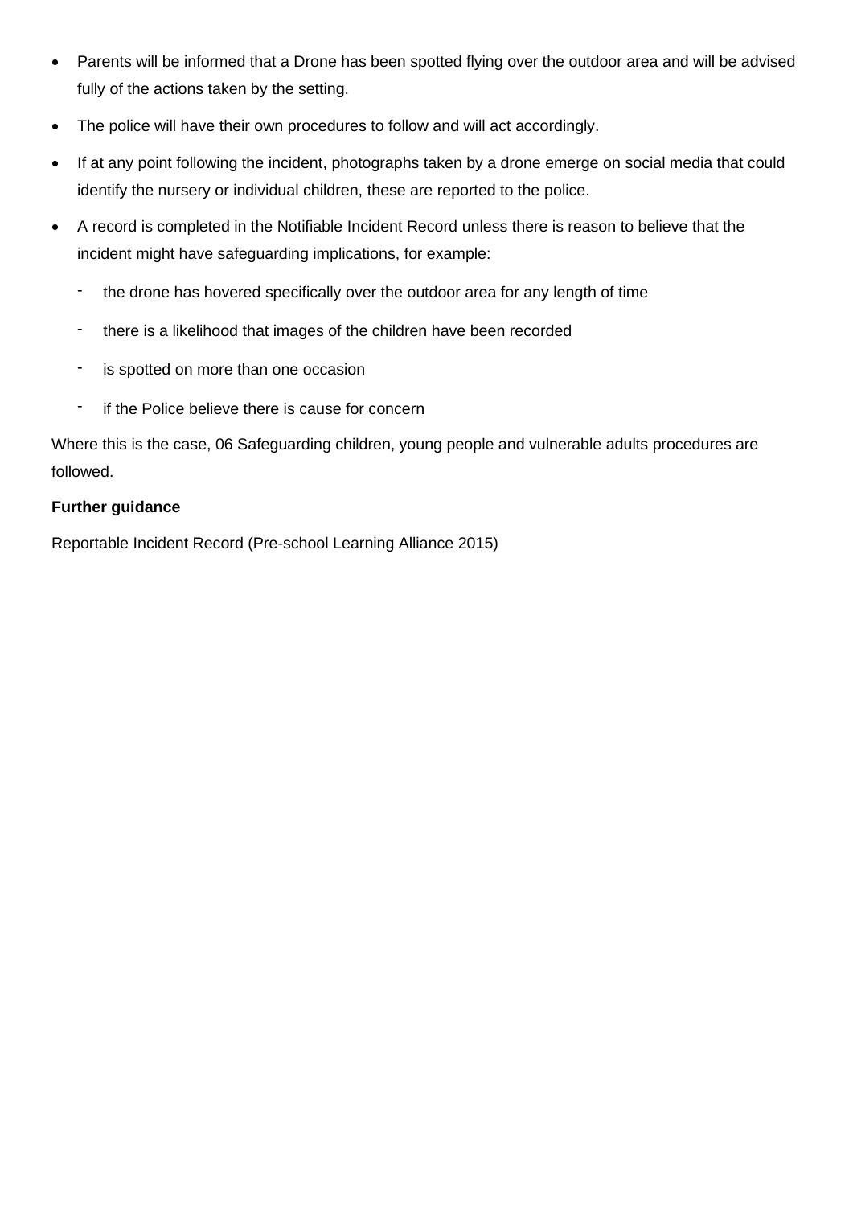- Parents will be informed that a Drone has been spotted flying over the outdoor area and will be advised fully of the actions taken by the setting.
- The police will have their own procedures to follow and will act accordingly.
- If at any point following the incident, photographs taken by a drone emerge on social media that could identify the nursery or individual children, these are reported to the police.
- A record is completed in the Notifiable Incident Record unless there is reason to believe that the incident might have safeguarding implications, for example:
  - the drone has hovered specifically over the outdoor area for any length of time
  - there is a likelihood that images of the children have been recorded
  - is spotted on more than one occasion
  - if the Police believe there is cause for concern

Where this is the case, 06 Safeguarding children, young people and vulnerable adults procedures are followed.

**Further guidance**

Reportable Incident Record (Pre-school Learning Alliance 2015)